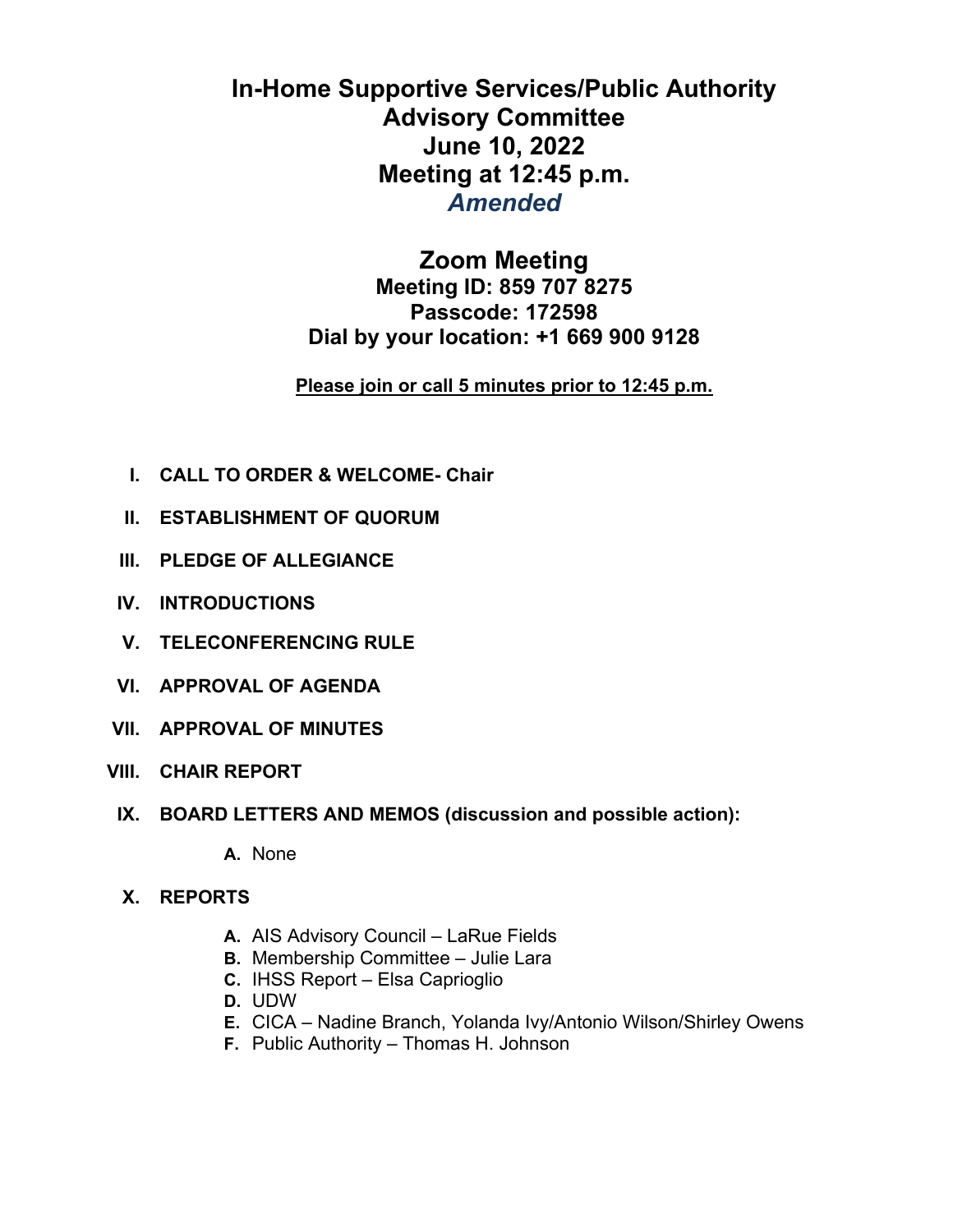# In-Home Supportive Services/Public Authority Advisory Committee
## June 10, 2022
## Meeting at 12:45 p.m.
## *Amended*

## Zoom Meeting
**Meeting ID: 859 707 8275**
**Passcode: 172598**
**Dial by your location: +1 669 900 9128**

**Please join or call 5 minutes prior to 12:45 p.m.**

- **I. CALL TO ORDER & WELCOME- Chair**
- **II. ESTABLISHMENT OF QUORUM**
- **III. PLEDGE OF ALLEGIANCE**
- **IV. INTRODUCTIONS**
- **V. TELECONFERENCING RULE**
- **VI. APPROVAL OF AGENDA**
- **VII. APPROVAL OF MINUTES**
- **VIII. CHAIR REPORT**
- **IX. BOARD LETTERS AND MEMOS (discussion and possible action):**
  - **A.** None
- **X. REPORTS**
  - **A.** AIS Advisory Council – LaRue Fields
  - **B.** Membership Committee – Julie Lara
  - **C.** IHSS Report – Elsa Caprioglio
  - **D.** UDW
  - **E.** CICA – Nadine Branch, Yolanda Ivy/Antonio Wilson/Shirley Owens
  - **F.** Public Authority – Thomas H. Johnson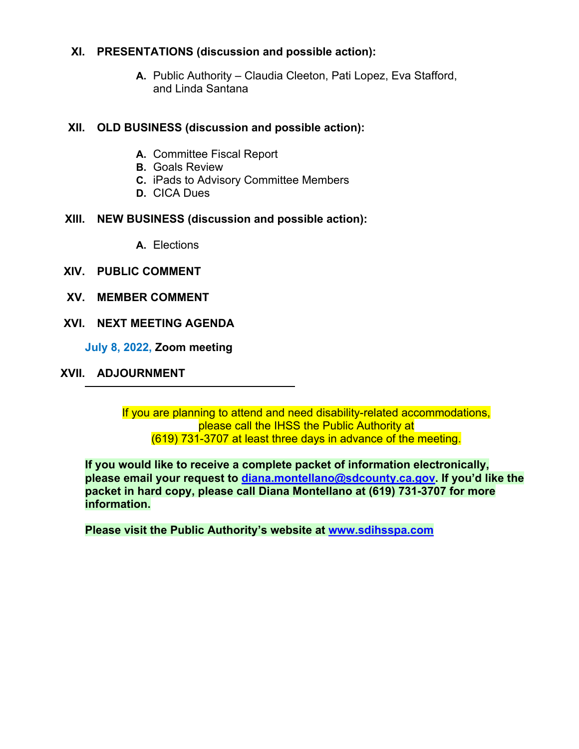## XI. PRESENTATIONS (discussion and possible action):

A. Public Authority – Claudia Cleeton, Pati Lopez, Eva Stafford, and Linda Santana

## XII. OLD BUSINESS (discussion and possible action):

A. Committee Fiscal Report
B. Goals Review
C. iPads to Advisory Committee Members
D. CICA Dues

## XIII. NEW BUSINESS (discussion and possible action):

A. Elections

## XIV. PUBLIC COMMENT

## XV. MEMBER COMMENT

## XVI. NEXT MEETING AGENDA

**July 8, 2022, Zoom meeting**

## XVII. ADJOURNMENT

---

If you are planning to attend and need disability-related accommodations, please call the IHSS the Public Authority at (619) 731-3707 at least three days in advance of the meeting.

**If you would like to receive a complete packet of information electronically, please email your request to diana.montellano@sdcounty.ca.gov. If you'd like the packet in hard copy, please call Diana Montellano at (619) 731-3707 for more information.**

**Please visit the Public Authority's website at www.sdihsspa.com**